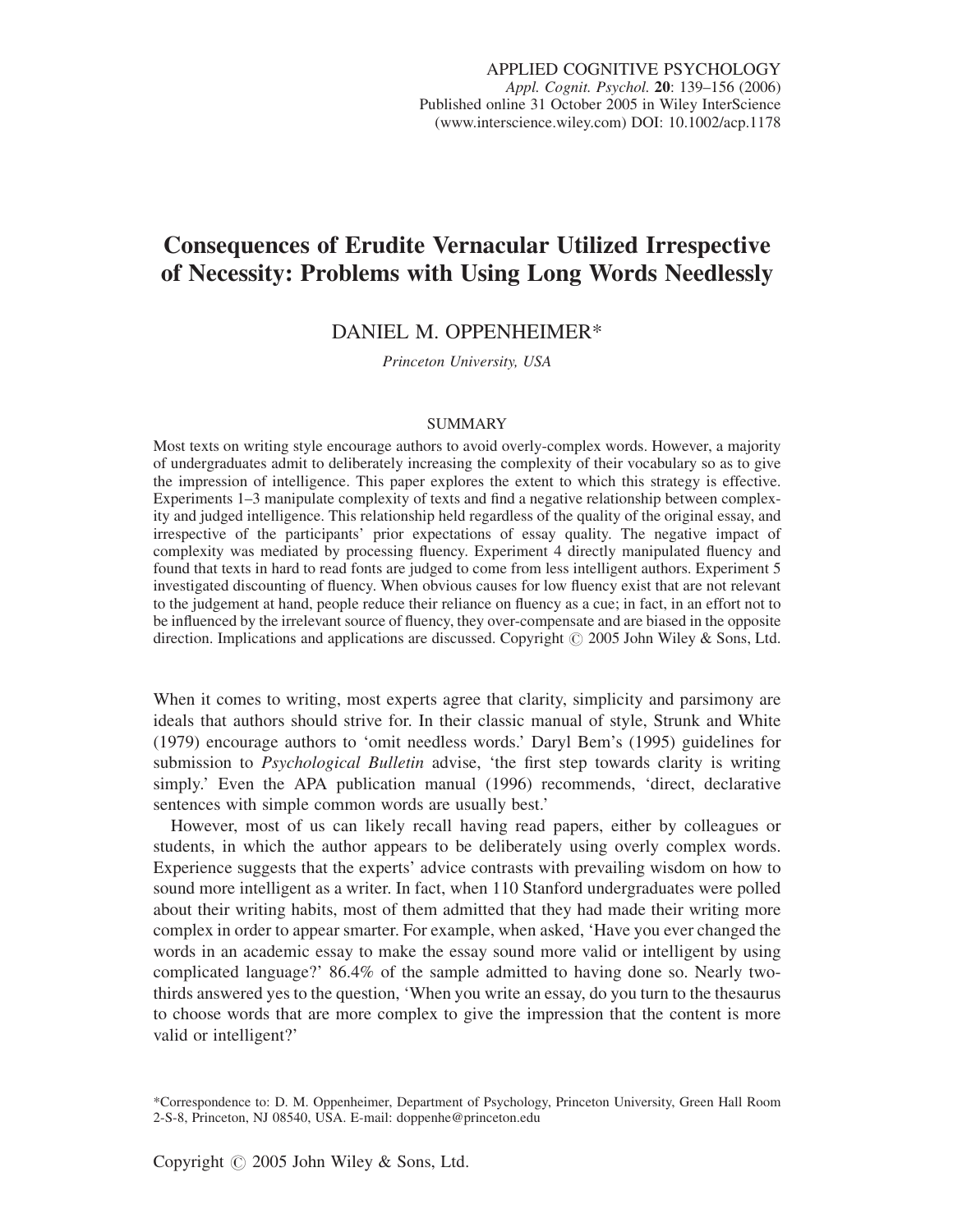# Consequences of Erudite Vernacular Utilized Irrespective of Necessity: Problems with Using Long Words Needlessly

DANIEL M. OPPENHEIMER*

*Princeton University, USA*

## SUMMARY

Most texts on writing style encourage authors to avoid overly-complex words. However, a majority of undergraduates admit to deliberately increasing the complexity of their vocabulary so as to give the impression of intelligence. This paper explores the extent to which this strategy is effective. Experiments 1–3 manipulate complexity of texts and find a negative relationship between complexity and judged intelligence. This relationship held regardless of the quality of the original essay, and irrespective of the participants' prior expectations of essay quality. The negative impact of complexity was mediated by processing fluency. Experiment 4 directly manipulated fluency and found that texts in hard to read fonts are judged to come from less intelligent authors. Experiment 5 investigated discounting of fluency. When obvious causes for low fluency exist that are not relevant to the judgement at hand, people reduce their reliance on fluency as a cue; in fact, in an effort not to be influenced by the irrelevant source of fluency, they over-compensate and are biased in the opposite direction. Implications and applications are discussed. Copyright © 2005 John Wiley & Sons, Ltd.

When it comes to writing, most experts agree that clarity, simplicity and parsimony are ideals that authors should strive for. In their classic manual of style, Strunk and White (1979) encourage authors to 'omit needless words.' Daryl Bem's (1995) guidelines for submission to *Psychological Bulletin* advise, 'the first step towards clarity is writing simply.' Even the APA publication manual (1996) recommends, 'direct, declarative sentences with simple common words are usually best.'

However, most of us can likely recall having read papers, either by colleagues or students, in which the author appears to be deliberately using overly complex words. Experience suggests that the experts' advice contrasts with prevailing wisdom on how to sound more intelligent as a writer. In fact, when 110 Stanford undergraduates were polled about their writing habits, most of them admitted that they had made their writing more complex in order to appear smarter. For example, when asked, 'Have you ever changed the words in an academic essay to make the essay sound more valid or intelligent by using complicated language?' 86.4% of the sample admitted to having done so. Nearly two-thirds answered yes to the question, 'When you write an essay, do you turn to the thesaurus to choose words that are more complex to give the impression that the content is more valid or intelligent?'

*Correspondence to: D. M. Oppenheimer, Department of Psychology, Princeton University, Green Hall Room 2-S-8, Princeton, NJ 08540, USA. E-mail: doppenhe@princeton.edu

Copyright © 2005 John Wiley & Sons, Ltd.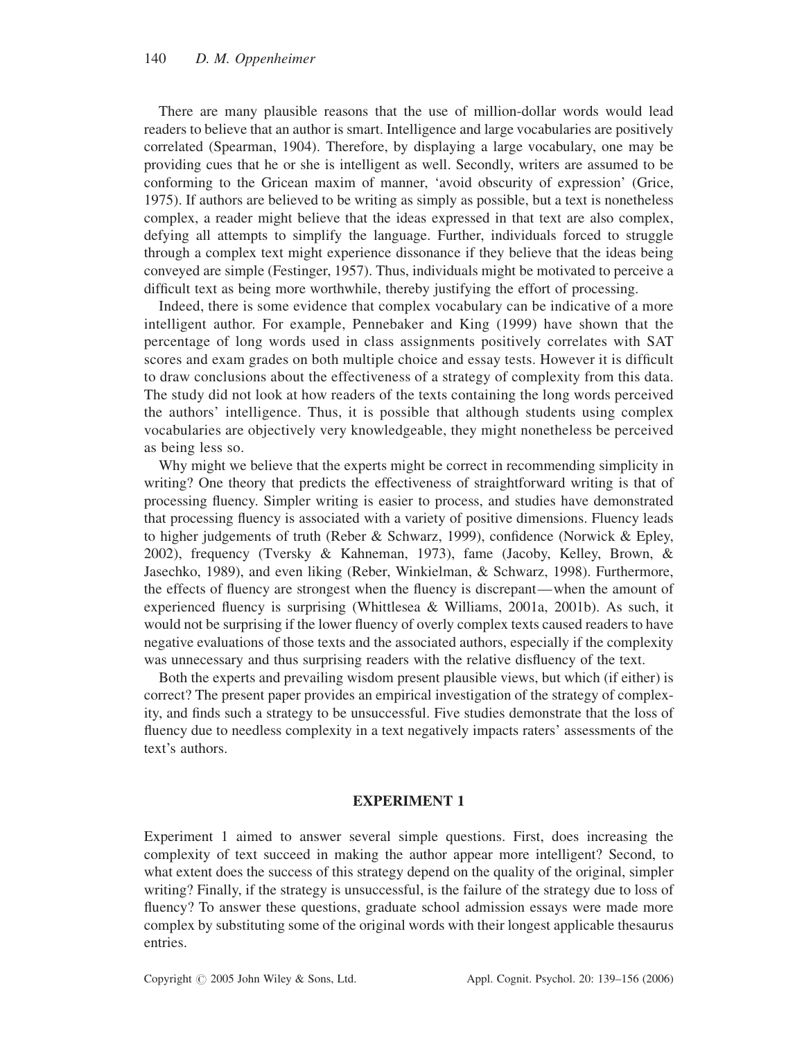There are many plausible reasons that the use of million-dollar words would lead readers to believe that an author is smart. Intelligence and large vocabularies are positively correlated (Spearman, 1904). Therefore, by displaying a large vocabulary, one may be providing cues that he or she is intelligent as well. Secondly, writers are assumed to be conforming to the Gricean maxim of manner, 'avoid obscurity of expression' (Grice, 1975). If authors are believed to be writing as simply as possible, but a text is nonetheless complex, a reader might believe that the ideas expressed in that text are also complex, defying all attempts to simplify the language. Further, individuals forced to struggle through a complex text might experience dissonance if they believe that the ideas being conveyed are simple (Festinger, 1957). Thus, individuals might be motivated to perceive a difficult text as being more worthwhile, thereby justifying the effort of processing.

Indeed, there is some evidence that complex vocabulary can be indicative of a more intelligent author. For example, Pennebaker and King (1999) have shown that the percentage of long words used in class assignments positively correlates with SAT scores and exam grades on both multiple choice and essay tests. However it is difficult to draw conclusions about the effectiveness of a strategy of complexity from this data. The study did not look at how readers of the texts containing the long words perceived the authors' intelligence. Thus, it is possible that although students using complex vocabularies are objectively very knowledgeable, they might nonetheless be perceived as being less so.

Why might we believe that the experts might be correct in recommending simplicity in writing? One theory that predicts the effectiveness of straightforward writing is that of processing fluency. Simpler writing is easier to process, and studies have demonstrated that processing fluency is associated with a variety of positive dimensions. Fluency leads to higher judgements of truth (Reber & Schwarz, 1999), confidence (Norwick & Epley, 2002), frequency (Tversky & Kahneman, 1973), fame (Jacoby, Kelley, Brown, & Jasechko, 1989), and even liking (Reber, Winkielman, & Schwarz, 1998). Furthermore, the effects of fluency are strongest when the fluency is discrepant—when the amount of experienced fluency is surprising (Whittlesea & Williams, 2001a, 2001b). As such, it would not be surprising if the lower fluency of overly complex texts caused readers to have negative evaluations of those texts and the associated authors, especially if the complexity was unnecessary and thus surprising readers with the relative disfluency of the text.

Both the experts and prevailing wisdom present plausible views, but which (if either) is correct? The present paper provides an empirical investigation of the strategy of complexity, and finds such a strategy to be unsuccessful. Five studies demonstrate that the loss of fluency due to needless complexity in a text negatively impacts raters' assessments of the text's authors.

## EXPERIMENT 1

Experiment 1 aimed to answer several simple questions. First, does increasing the complexity of text succeed in making the author appear more intelligent? Second, to what extent does the success of this strategy depend on the quality of the original, simpler writing? Finally, if the strategy is unsuccessful, is the failure of the strategy due to loss of fluency? To answer these questions, graduate school admission essays were made more complex by substituting some of the original words with their longest applicable thesaurus entries.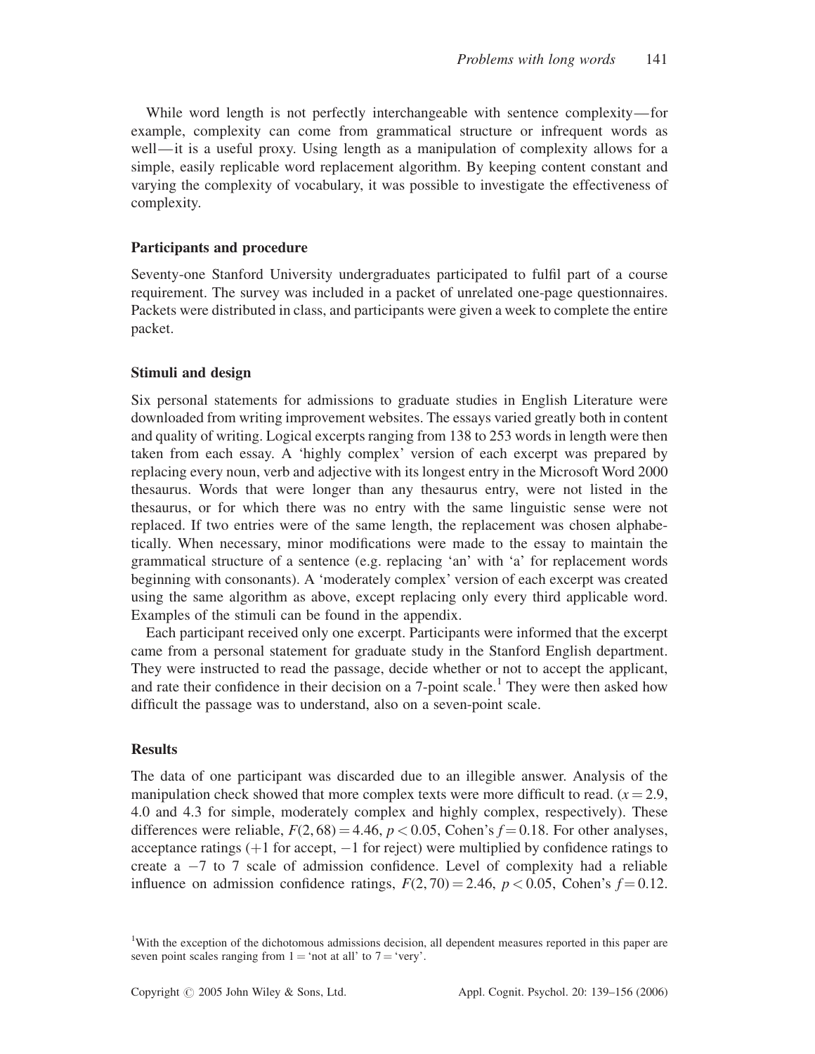While word length is not perfectly interchangeable with sentence complexity—for example, complexity can come from grammatical structure or infrequent words as well—it is a useful proxy. Using length as a manipulation of complexity allows for a simple, easily replicable word replacement algorithm. By keeping content constant and varying the complexity of vocabulary, it was possible to investigate the effectiveness of complexity.

### Participants and procedure

Seventy-one Stanford University undergraduates participated to fulfil part of a course requirement. The survey was included in a packet of unrelated one-page questionnaires. Packets were distributed in class, and participants were given a week to complete the entire packet.

### Stimuli and design

Six personal statements for admissions to graduate studies in English Literature were downloaded from writing improvement websites. The essays varied greatly both in content and quality of writing. Logical excerpts ranging from 138 to 253 words in length were then taken from each essay. A 'highly complex' version of each excerpt was prepared by replacing every noun, verb and adjective with its longest entry in the Microsoft Word 2000 thesaurus. Words that were longer than any thesaurus entry, were not listed in the thesaurus, or for which there was no entry with the same linguistic sense were not replaced. If two entries were of the same length, the replacement was chosen alphabetically. When necessary, minor modifications were made to the essay to maintain the grammatical structure of a sentence (e.g. replacing 'an' with 'a' for replacement words beginning with consonants). A 'moderately complex' version of each excerpt was created using the same algorithm as above, except replacing only every third applicable word. Examples of the stimuli can be found in the appendix.

Each participant received only one excerpt. Participants were informed that the excerpt came from a personal statement for graduate study in the Stanford English department. They were instructed to read the passage, decide whether or not to accept the applicant, and rate their confidence in their decision on a 7-point scale.[1] They were then asked how difficult the passage was to understand, also on a seven-point scale.

### Results

The data of one participant was discarded due to an illegible answer. Analysis of the manipulation check showed that more complex texts were more difficult to read. ($x = 2.9$, 4.0 and 4.3 for simple, moderately complex and highly complex, respectively). These differences were reliable, $F(2, 68) = 4.46$, $p < 0.05$, Cohen's $f = 0.18$. For other analyses, acceptance ratings (+1 for accept, −1 for reject) were multiplied by confidence ratings to create a −7 to 7 scale of admission confidence. Level of complexity had a reliable influence on admission confidence ratings, $F(2, 70) = 2.46$, $p < 0.05$, Cohen's $f = 0.12$.

[1]With the exception of the dichotomous admissions decision, all dependent measures reported in this paper are seven point scales ranging from 1 = 'not at all' to 7 = 'very'.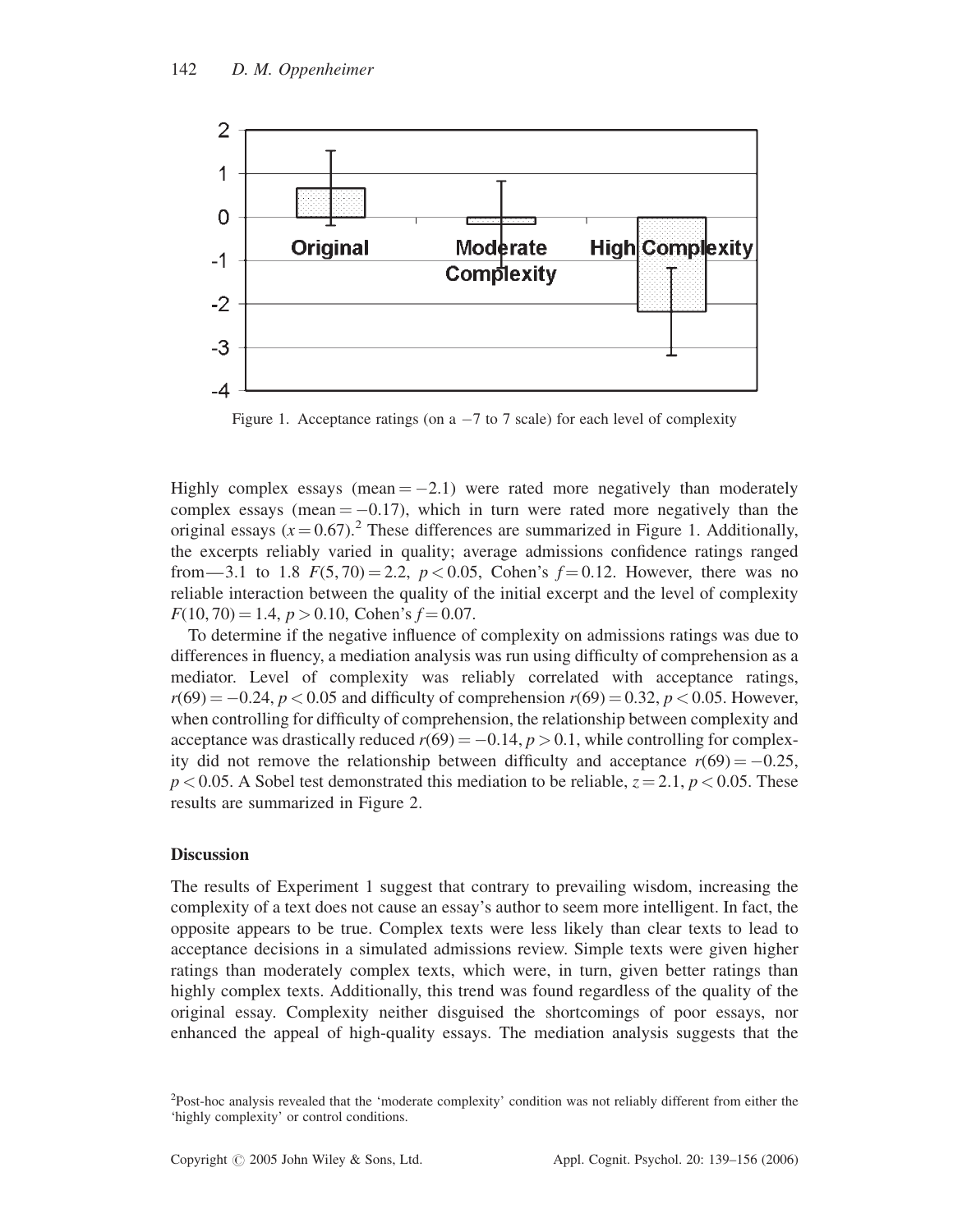Figure 1. Acceptance ratings (on a −7 to 7 scale) for each level of complexity

Highly complex essays (mean = −2.1) were rated more negatively than moderately complex essays (mean = −0.17), which in turn were rated more negatively than the original essays ($x = 0.67$).[2] These differences are summarized in Figure 1. Additionally, the excerpts reliably varied in quality; average admissions confidence ratings ranged from—3.1 to 1.8 $F(5, 70) = 2.2$, $p < 0.05$, Cohen's $f = 0.12$. However, there was no reliable interaction between the quality of the initial excerpt and the level of complexity $F(10, 70) = 1.4$, $p > 0.10$, Cohen's $f = 0.07$.

To determine if the negative influence of complexity on admissions ratings was due to differences in fluency, a mediation analysis was run using difficulty of comprehension as a mediator. Level of complexity was reliably correlated with acceptance ratings, $r(69) = -0.24$, $p < 0.05$ and difficulty of comprehension $r(69) = 0.32$, $p < 0.05$. However, when controlling for difficulty of comprehension, the relationship between complexity and acceptance was drastically reduced $r(69) = -0.14$, $p > 0.1$, while controlling for complexity did not remove the relationship between difficulty and acceptance $r(69) = -0.25$, $p < 0.05$. A Sobel test demonstrated this mediation to be reliable, $z = 2.1$, $p < 0.05$. These results are summarized in Figure 2.

**Discussion**

The results of Experiment 1 suggest that contrary to prevailing wisdom, increasing the complexity of a text does not cause an essay's author to seem more intelligent. In fact, the opposite appears to be true. Complex texts were less likely than clear texts to lead to acceptance decisions in a simulated admissions review. Simple texts were given higher ratings than moderately complex texts, which were, in turn, given better ratings than highly complex texts. Additionally, this trend was found regardless of the quality of the original essay. Complexity neither disguised the shortcomings of poor essays, nor enhanced the appeal of high-quality essays. The mediation analysis suggests that the

[2]Post-hoc analysis revealed that the 'moderate complexity' condition was not reliably different from either the 'highly complexity' or control conditions.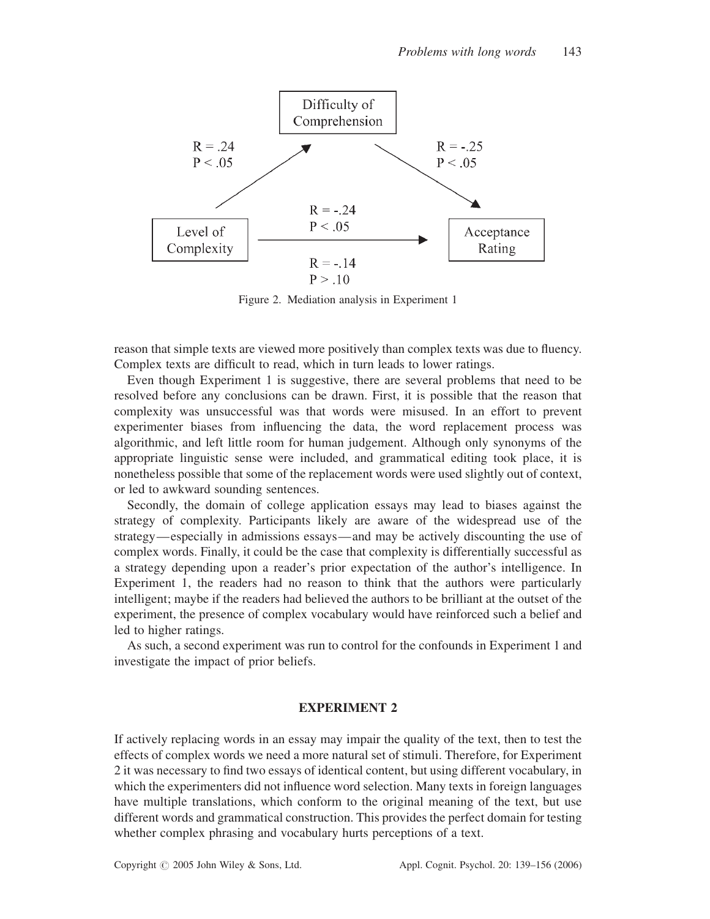Difficulty of Comprehension

R = .24
P < .05

R = -.25
P < .05

Level of Complexity

R = -.24
P < .05

R = -.14
P > .10

Acceptance Rating

Figure 2. Mediation analysis in Experiment 1

reason that simple texts are viewed more positively than complex texts was due to fluency. Complex texts are difficult to read, which in turn leads to lower ratings.

Even though Experiment 1 is suggestive, there are several problems that need to be resolved before any conclusions can be drawn. First, it is possible that the reason that complexity was unsuccessful was that words were misused. In an effort to prevent experimenter biases from influencing the data, the word replacement process was algorithmic, and left little room for human judgement. Although only synonyms of the appropriate linguistic sense were included, and grammatical editing took place, it is nonetheless possible that some of the replacement words were used slightly out of context, or led to awkward sounding sentences.

Secondly, the domain of college application essays may lead to biases against the strategy of complexity. Participants likely are aware of the widespread use of the strategy—especially in admissions essays—and may be actively discounting the use of complex words. Finally, it could be the case that complexity is differentially successful as a strategy depending upon a reader's prior expectation of the author's intelligence. In Experiment 1, the readers had no reason to think that the authors were particularly intelligent; maybe if the readers had believed the authors to be brilliant at the outset of the experiment, the presence of complex vocabulary would have reinforced such a belief and led to higher ratings.

As such, a second experiment was run to control for the confounds in Experiment 1 and investigate the impact of prior beliefs.

## EXPERIMENT 2

If actively replacing words in an essay may impair the quality of the text, then to test the effects of complex words we need a more natural set of stimuli. Therefore, for Experiment 2 it was necessary to find two essays of identical content, but using different vocabulary, in which the experimenters did not influence word selection. Many texts in foreign languages have multiple translations, which conform to the original meaning of the text, but use different words and grammatical construction. This provides the perfect domain for testing whether complex phrasing and vocabulary hurts perceptions of a text.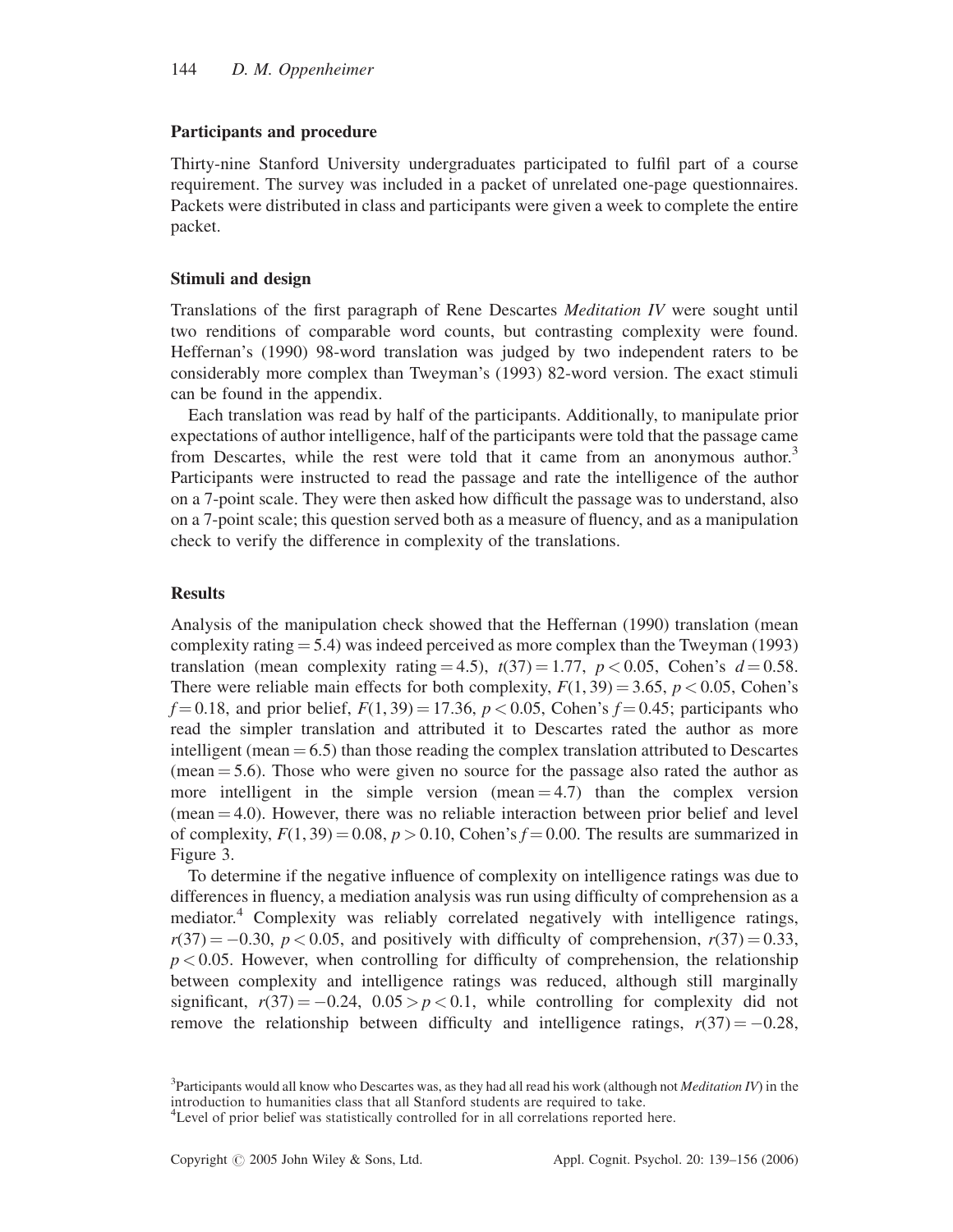### Participants and procedure

Thirty-nine Stanford University undergraduates participated to fulfil part of a course requirement. The survey was included in a packet of unrelated one-page questionnaires. Packets were distributed in class and participants were given a week to complete the entire packet.

### Stimuli and design

Translations of the first paragraph of Rene Descartes *Meditation IV* were sought until two renditions of comparable word counts, but contrasting complexity were found. Heffernan's (1990) 98-word translation was judged by two independent raters to be considerably more complex than Tweyman's (1993) 82-word version. The exact stimuli can be found in the appendix.

Each translation was read by half of the participants. Additionally, to manipulate prior expectations of author intelligence, half of the participants were told that the passage came from Descartes, while the rest were told that it came from an anonymous author.[3] Participants were instructed to read the passage and rate the intelligence of the author on a 7-point scale. They were then asked how difficult the passage was to understand, also on a 7-point scale; this question served both as a measure of fluency, and as a manipulation check to verify the difference in complexity of the translations.

### Results

Analysis of the manipulation check showed that the Heffernan (1990) translation (mean complexity rating = 5.4) was indeed perceived as more complex than the Tweyman (1993) translation (mean complexity rating = 4.5), $t(37) = 1.77$, $p < 0.05$, Cohen's $d = 0.58$. There were reliable main effects for both complexity, $F(1, 39) = 3.65$, $p < 0.05$, Cohen's $f = 0.18$, and prior belief, $F(1, 39) = 17.36$, $p < 0.05$, Cohen's $f = 0.45$; participants who read the simpler translation and attributed it to Descartes rated the author as more intelligent (mean = 6.5) than those reading the complex translation attributed to Descartes (mean = 5.6). Those who were given no source for the passage also rated the author as more intelligent in the simple version (mean = 4.7) than the complex version (mean = 4.0). However, there was no reliable interaction between prior belief and level of complexity, $F(1, 39) = 0.08$, $p > 0.10$, Cohen's $f = 0.00$. The results are summarized in Figure 3.

To determine if the negative influence of complexity on intelligence ratings was due to differences in fluency, a mediation analysis was run using difficulty of comprehension as a mediator.[4] Complexity was reliably correlated negatively with intelligence ratings, $r(37) = -0.30$, $p < 0.05$, and positively with difficulty of comprehension, $r(37) = 0.33$, $p < 0.05$. However, when controlling for difficulty of comprehension, the relationship between complexity and intelligence ratings was reduced, although still marginally significant, $r(37) = -0.24$, $0.05 > p < 0.1$, while controlling for complexity did not remove the relationship between difficulty and intelligence ratings, $r(37) = -0.28$,

[3]Participants would all know who Descartes was, as they had all read his work (although not *Meditation IV*) in the introduction to humanities class that all Stanford students are required to take.

[4]Level of prior belief was statistically controlled for in all correlations reported here.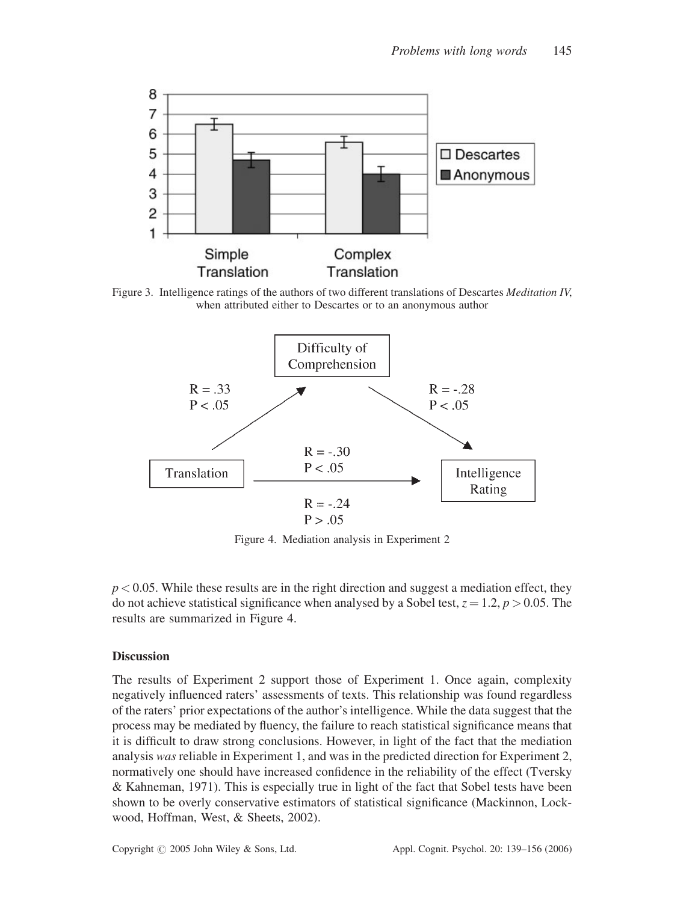Figure 3. Intelligence ratings of the authors of two different translations of Descartes *Meditation IV*, when attributed either to Descartes or to an anonymous author

Figure 4. Mediation analysis in Experiment 2

$p < 0.05$. While these results are in the right direction and suggest a mediation effect, they do not achieve statistical significance when analysed by a Sobel test, $z = 1.2$, $p > 0.05$. The results are summarized in Figure 4.

### Discussion

The results of Experiment 2 support those of Experiment 1. Once again, complexity negatively influenced raters' assessments of texts. This relationship was found regardless of the raters' prior expectations of the author's intelligence. While the data suggest that the process may be mediated by fluency, the failure to reach statistical significance means that it is difficult to draw strong conclusions. However, in light of the fact that the mediation analysis *was* reliable in Experiment 1, and was in the predicted direction for Experiment 2, normatively one should have increased confidence in the reliability of the effect (Tversky & Kahneman, 1971). This is especially true in light of the fact that Sobel tests have been shown to be overly conservative estimators of statistical significance (Mackinnon, Lockwood, Hoffman, West, & Sheets, 2002).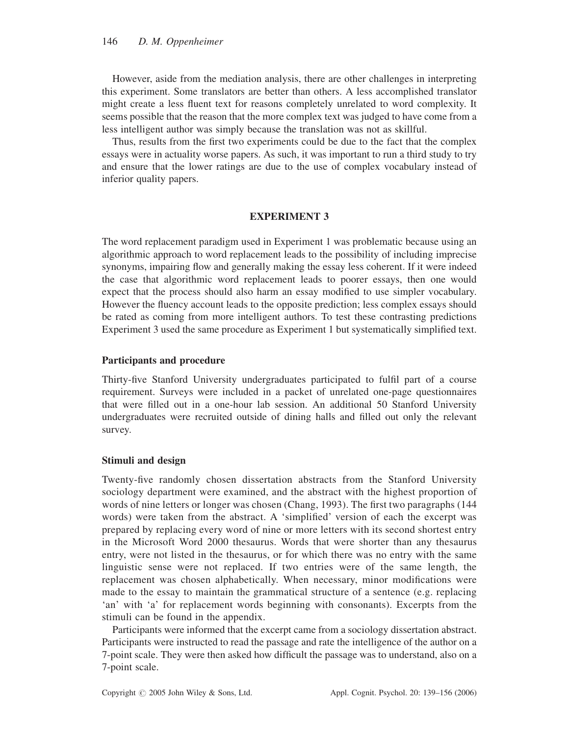However, aside from the mediation analysis, there are other challenges in interpreting this experiment. Some translators are better than others. A less accomplished translator might create a less fluent text for reasons completely unrelated to word complexity. It seems possible that the reason that the more complex text was judged to have come from a less intelligent author was simply because the translation was not as skillful.

Thus, results from the first two experiments could be due to the fact that the complex essays were in actuality worse papers. As such, it was important to run a third study to try and ensure that the lower ratings are due to the use of complex vocabulary instead of inferior quality papers.

## EXPERIMENT 3

The word replacement paradigm used in Experiment 1 was problematic because using an algorithmic approach to word replacement leads to the possibility of including imprecise synonyms, impairing flow and generally making the essay less coherent. If it were indeed the case that algorithmic word replacement leads to poorer essays, then one would expect that the process should also harm an essay modified to use simpler vocabulary. However the fluency account leads to the opposite prediction; less complex essays should be rated as coming from more intelligent authors. To test these contrasting predictions Experiment 3 used the same procedure as Experiment 1 but systematically simplified text.

### Participants and procedure

Thirty-five Stanford University undergraduates participated to fulfil part of a course requirement. Surveys were included in a packet of unrelated one-page questionnaires that were filled out in a one-hour lab session. An additional 50 Stanford University undergraduates were recruited outside of dining halls and filled out only the relevant survey.

### Stimuli and design

Twenty-five randomly chosen dissertation abstracts from the Stanford University sociology department were examined, and the abstract with the highest proportion of words of nine letters or longer was chosen (Chang, 1993). The first two paragraphs (144 words) were taken from the abstract. A 'simplified' version of each the excerpt was prepared by replacing every word of nine or more letters with its second shortest entry in the Microsoft Word 2000 thesaurus. Words that were shorter than any thesaurus entry, were not listed in the thesaurus, or for which there was no entry with the same linguistic sense were not replaced. If two entries were of the same length, the replacement was chosen alphabetically. When necessary, minor modifications were made to the essay to maintain the grammatical structure of a sentence (e.g. replacing 'an' with 'a' for replacement words beginning with consonants). Excerpts from the stimuli can be found in the appendix.

Participants were informed that the excerpt came from a sociology dissertation abstract. Participants were instructed to read the passage and rate the intelligence of the author on a 7-point scale. They were then asked how difficult the passage was to understand, also on a 7-point scale.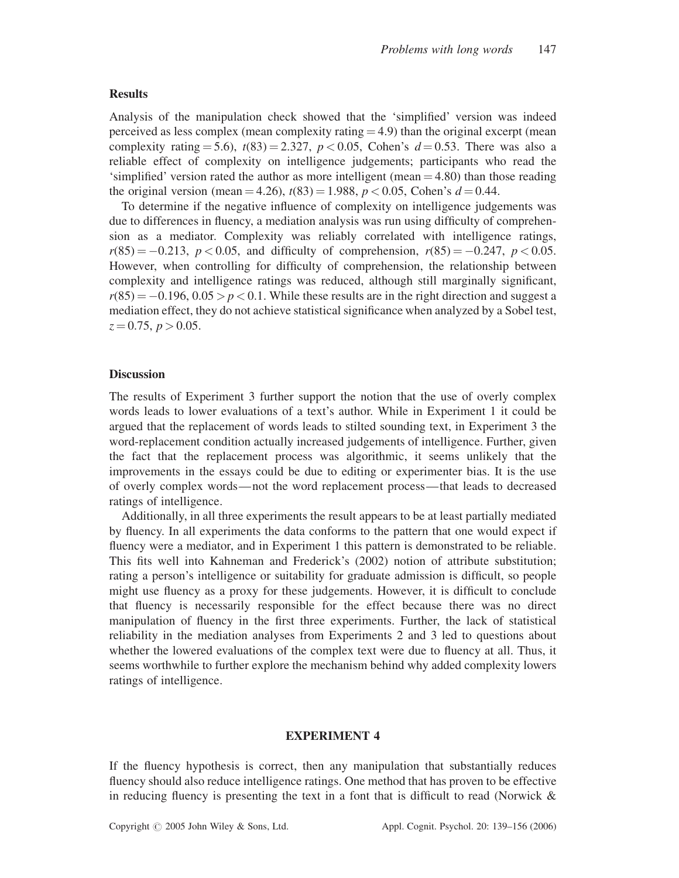### Results

Analysis of the manipulation check showed that the 'simplified' version was indeed perceived as less complex (mean complexity rating = 4.9) than the original excerpt (mean complexity rating = 5.6), $t(83) = 2.327$, $p < 0.05$, Cohen's $d = 0.53$. There was also a reliable effect of complexity on intelligence judgements; participants who read the 'simplified' version rated the author as more intelligent (mean = 4.80) than those reading the original version (mean = 4.26), $t(83) = 1.988$, $p < 0.05$, Cohen's $d = 0.44$.

To determine if the negative influence of complexity on intelligence judgements was due to differences in fluency, a mediation analysis was run using difficulty of comprehension as a mediator. Complexity was reliably correlated with intelligence ratings, $r(85) = -0.213$, $p < 0.05$, and difficulty of comprehension, $r(85) = -0.247$, $p < 0.05$. However, when controlling for difficulty of comprehension, the relationship between complexity and intelligence ratings was reduced, although still marginally significant, $r(85) = -0.196$, $0.05 > p < 0.1$. While these results are in the right direction and suggest a mediation effect, they do not achieve statistical significance when analyzed by a Sobel test, $z = 0.75$, $p > 0.05$.

### Discussion

The results of Experiment 3 further support the notion that the use of overly complex words leads to lower evaluations of a text's author. While in Experiment 1 it could be argued that the replacement of words leads to stilted sounding text, in Experiment 3 the word-replacement condition actually increased judgements of intelligence. Further, given the fact that the replacement process was algorithmic, it seems unlikely that the improvements in the essays could be due to editing or experimenter bias. It is the use of overly complex words—not the word replacement process—that leads to decreased ratings of intelligence.

Additionally, in all three experiments the result appears to be at least partially mediated by fluency. In all experiments the data conforms to the pattern that one would expect if fluency were a mediator, and in Experiment 1 this pattern is demonstrated to be reliable. This fits well into Kahneman and Frederick's (2002) notion of attribute substitution; rating a person's intelligence or suitability for graduate admission is difficult, so people might use fluency as a proxy for these judgements. However, it is difficult to conclude that fluency is necessarily responsible for the effect because there was no direct manipulation of fluency in the first three experiments. Further, the lack of statistical reliability in the mediation analyses from Experiments 2 and 3 led to questions about whether the lowered evaluations of the complex text were due to fluency at all. Thus, it seems worthwhile to further explore the mechanism behind why added complexity lowers ratings of intelligence.

## EXPERIMENT 4

If the fluency hypothesis is correct, then any manipulation that substantially reduces fluency should also reduce intelligence ratings. One method that has proven to be effective in reducing fluency is presenting the text in a font that is difficult to read (Norwick &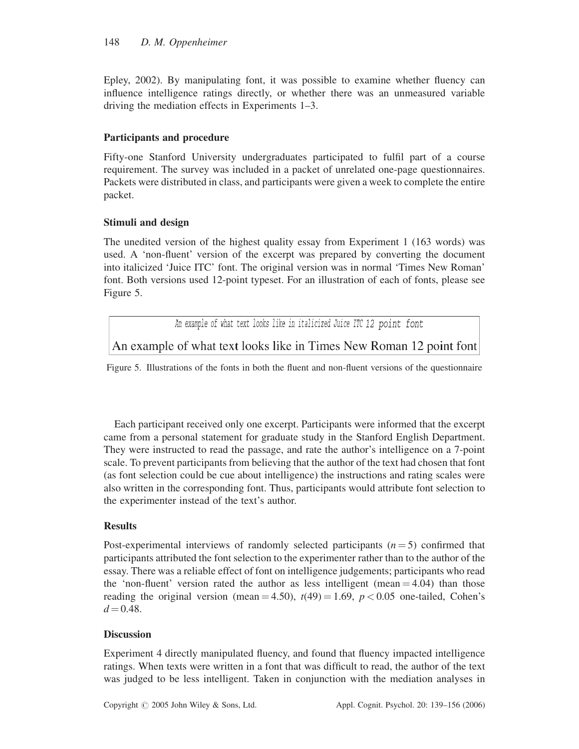Epley, 2002). By manipulating font, it was possible to examine whether fluency can influence intelligence ratings directly, or whether there was an unmeasured variable driving the mediation effects in Experiments 1–3.

### Participants and procedure

Fifty-one Stanford University undergraduates participated to fulfil part of a course requirement. The survey was included in a packet of unrelated one-page questionnaires. Packets were distributed in class, and participants were given a week to complete the entire packet.

### Stimuli and design

The unedited version of the highest quality essay from Experiment 1 (163 words) was used. A 'non-fluent' version of the excerpt was prepared by converting the document into italicized 'Juice ITC' font. The original version was in normal 'Times New Roman' font. Both versions used 12-point typeset. For an illustration of each of fonts, please see Figure 5.

| *An example of what text looks like in italicized Juice ITC 12 point font* |
|---|
| An example of what text looks like in Times New Roman 12 point font |

Figure 5. Illustrations of the fonts in both the fluent and non-fluent versions of the questionnaire

Each participant received only one excerpt. Participants were informed that the excerpt came from a personal statement for graduate study in the Stanford English Department. They were instructed to read the passage, and rate the author's intelligence on a 7-point scale. To prevent participants from believing that the author of the text had chosen that font (as font selection could be cue about intelligence) the instructions and rating scales were also written in the corresponding font. Thus, participants would attribute font selection to the experimenter instead of the text's author.

### Results

Post-experimental interviews of randomly selected participants ($n = 5$) confirmed that participants attributed the font selection to the experimenter rather than to the author of the essay. There was a reliable effect of font on intelligence judgements; participants who read the 'non-fluent' version rated the author as less intelligent (mean $= 4.04$) than those reading the original version (mean $= 4.50$), $t(49) = 1.69$, $p < 0.05$ one-tailed, Cohen's $d = 0.48$.

### Discussion

Experiment 4 directly manipulated fluency, and found that fluency impacted intelligence ratings. When texts were written in a font that was difficult to read, the author of the text was judged to be less intelligent. Taken in conjunction with the mediation analyses in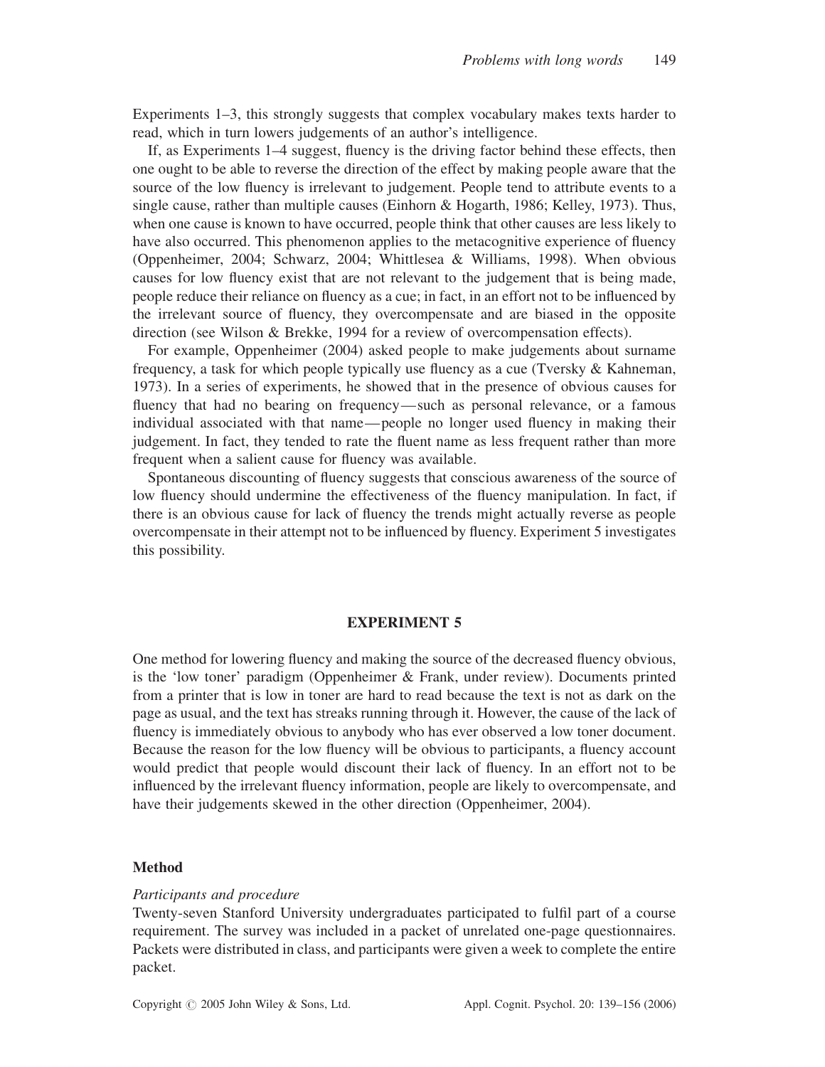Experiments 1–3, this strongly suggests that complex vocabulary makes texts harder to read, which in turn lowers judgements of an author's intelligence.

If, as Experiments 1–4 suggest, fluency is the driving factor behind these effects, then one ought to be able to reverse the direction of the effect by making people aware that the source of the low fluency is irrelevant to judgement. People tend to attribute events to a single cause, rather than multiple causes (Einhorn & Hogarth, 1986; Kelley, 1973). Thus, when one cause is known to have occurred, people think that other causes are less likely to have also occurred. This phenomenon applies to the metacognitive experience of fluency (Oppenheimer, 2004; Schwarz, 2004; Whittlesea & Williams, 1998). When obvious causes for low fluency exist that are not relevant to the judgement that is being made, people reduce their reliance on fluency as a cue; in fact, in an effort not to be influenced by the irrelevant source of fluency, they overcompensate and are biased in the opposite direction (see Wilson & Brekke, 1994 for a review of overcompensation effects).

For example, Oppenheimer (2004) asked people to make judgements about surname frequency, a task for which people typically use fluency as a cue (Tversky & Kahneman, 1973). In a series of experiments, he showed that in the presence of obvious causes for fluency that had no bearing on frequency—such as personal relevance, or a famous individual associated with that name—people no longer used fluency in making their judgement. In fact, they tended to rate the fluent name as less frequent rather than more frequent when a salient cause for fluency was available.

Spontaneous discounting of fluency suggests that conscious awareness of the source of low fluency should undermine the effectiveness of the fluency manipulation. In fact, if there is an obvious cause for lack of fluency the trends might actually reverse as people overcompensate in their attempt not to be influenced by fluency. Experiment 5 investigates this possibility.

## EXPERIMENT 5

One method for lowering fluency and making the source of the decreased fluency obvious, is the 'low toner' paradigm (Oppenheimer & Frank, under review). Documents printed from a printer that is low in toner are hard to read because the text is not as dark on the page as usual, and the text has streaks running through it. However, the cause of the lack of fluency is immediately obvious to anybody who has ever observed a low toner document. Because the reason for the low fluency will be obvious to participants, a fluency account would predict that people would discount their lack of fluency. In an effort not to be influenced by the irrelevant fluency information, people are likely to overcompensate, and have their judgements skewed in the other direction (Oppenheimer, 2004).

### Method

*Participants and procedure*

Twenty-seven Stanford University undergraduates participated to fulfil part of a course requirement. The survey was included in a packet of unrelated one-page questionnaires. Packets were distributed in class, and participants were given a week to complete the entire packet.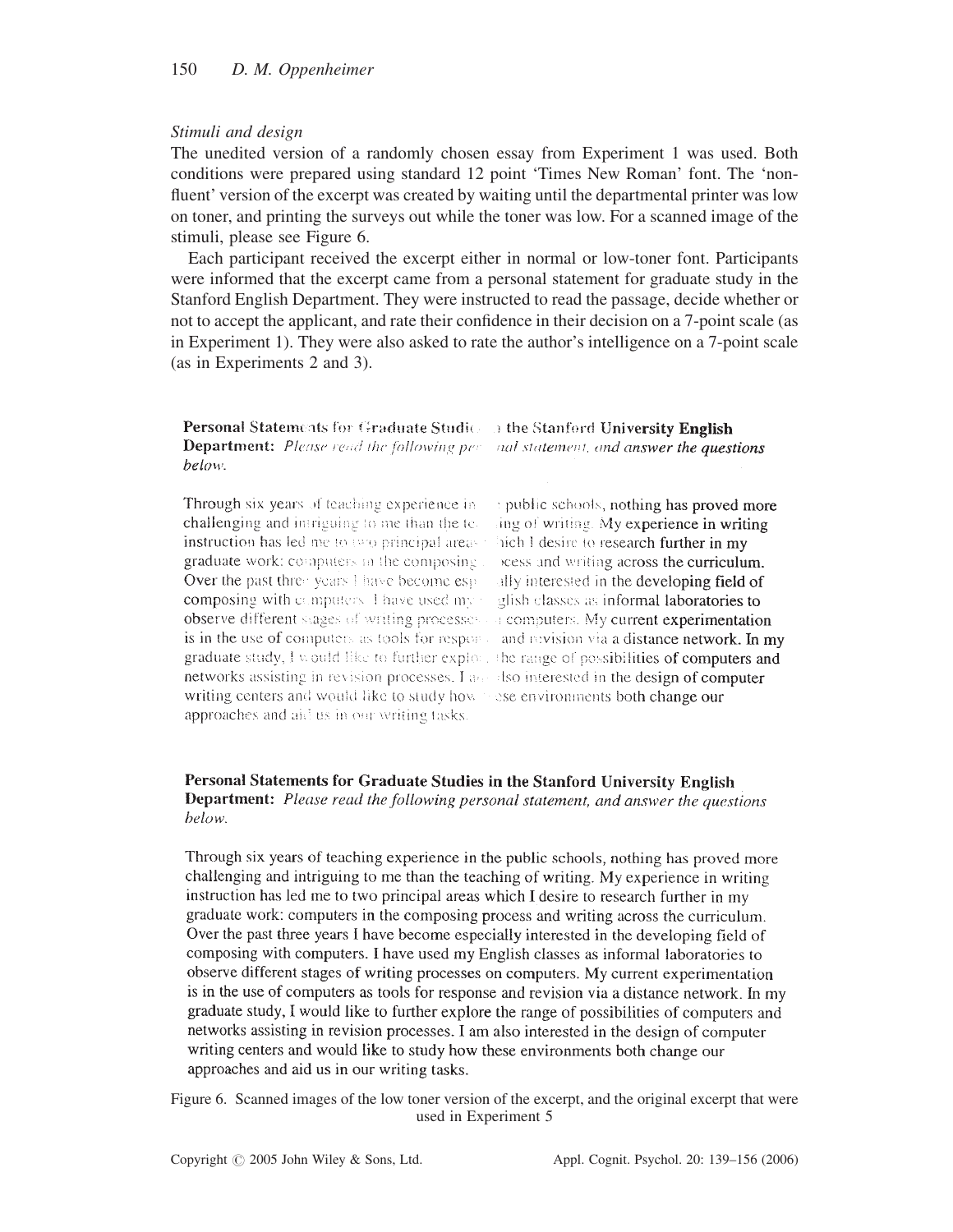*Stimuli and design*

The unedited version of a randomly chosen essay from Experiment 1 was used. Both conditions were prepared using standard 12 point 'Times New Roman' font. The 'non-fluent' version of the excerpt was created by waiting until the departmental printer was low on toner, and printing the surveys out while the toner was low. For a scanned image of the stimuli, please see Figure 6.

Each participant received the excerpt either in normal or low-toner font. Participants were informed that the excerpt came from a personal statement for graduate study in the Stanford English Department. They were instructed to read the passage, decide whether or not to accept the applicant, and rate their confidence in their decision on a 7-point scale (as in Experiment 1). They were also asked to rate the author's intelligence on a 7-point scale (as in Experiments 2 and 3).

**Personal Statements for Graduate Studies in the Stanford University English Department:** *Please read the following personal statement, and answer the questions below.*

Through six years of teaching experience in the public schools, nothing has proved more challenging and intriguing to me than the teaching of writing. My experience in writing instruction has led me to two principal areas which I desire to research further in my graduate work: computers in the composing process and writing across the curriculum. Over the past three years I have become especially interested in the developing field of composing with computers. I have used my English classes as informal laboratories to observe different stages of writing processes on computers. My current experimentation is in the use of computers as tools for response and revision via a distance network. In my graduate study, I would like to further explore the range of possibilities of computers and networks assisting in revision processes. I am also interested in the design of computer writing centers and would like to study how these environments both change our approaches and aid us in our writing tasks.

**Personal Statements for Graduate Studies in the Stanford University English Department:** *Please read the following personal statement, and answer the questions below.*

Through six years of teaching experience in the public schools, nothing has proved more challenging and intriguing to me than the teaching of writing. My experience in writing instruction has led me to two principal areas which I desire to research further in my graduate work: computers in the composing process and writing across the curriculum. Over the past three years I have become especially interested in the developing field of composing with computers. I have used my English classes as informal laboratories to observe different stages of writing processes on computers. My current experimentation is in the use of computers as tools for response and revision via a distance network. In my graduate study, I would like to further explore the range of possibilities of computers and networks assisting in revision processes. I am also interested in the design of computer writing centers and would like to study how these environments both change our approaches and aid us in our writing tasks.

Figure 6. Scanned images of the low toner version of the excerpt, and the original excerpt that were used in Experiment 5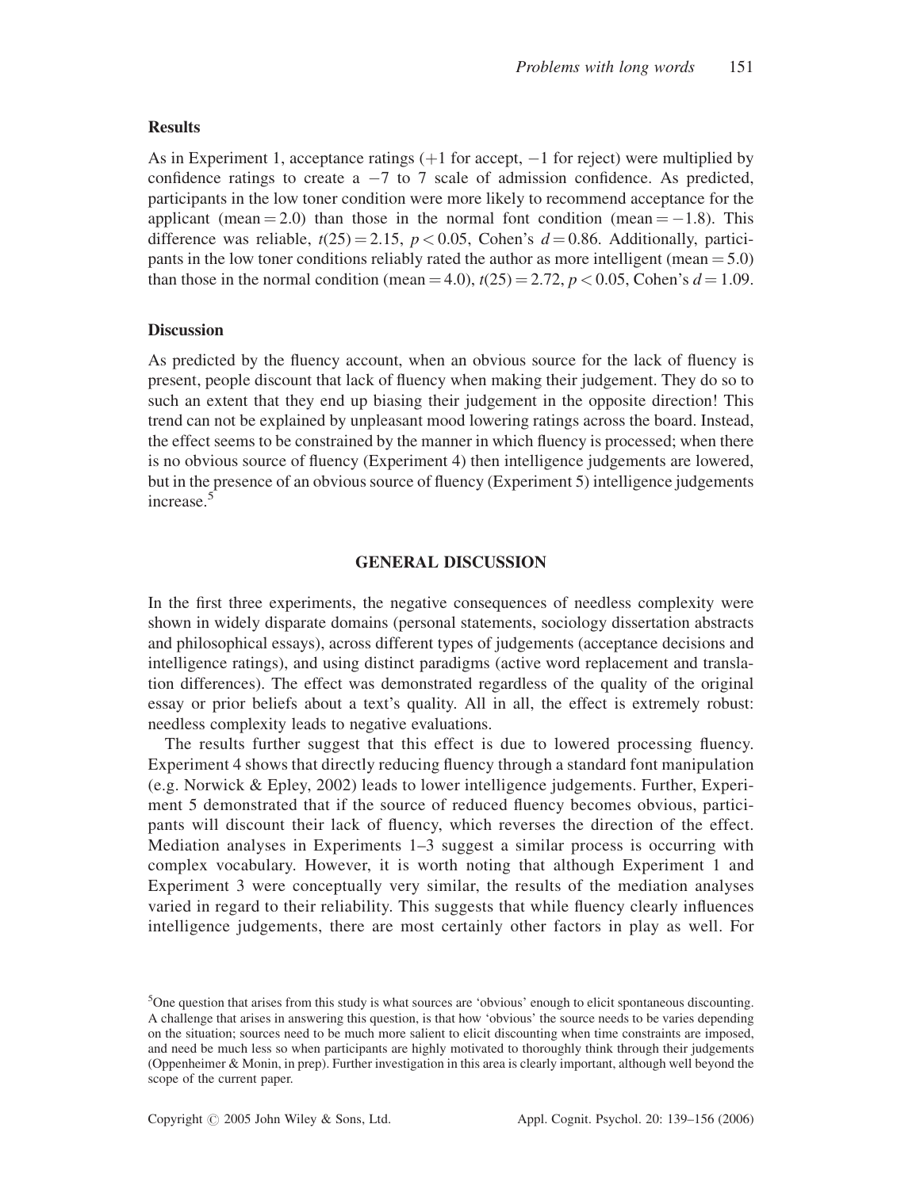### Results

As in Experiment 1, acceptance ratings (+1 for accept, −1 for reject) were multiplied by confidence ratings to create a −7 to 7 scale of admission confidence. As predicted, participants in the low toner condition were more likely to recommend acceptance for the applicant (mean = 2.0) than those in the normal font condition (mean = −1.8). This difference was reliable, $t(25) = 2.15$, $p < 0.05$, Cohen's $d = 0.86$. Additionally, participants in the low toner conditions reliably rated the author as more intelligent (mean = 5.0) than those in the normal condition (mean = 4.0), $t(25) = 2.72$, $p < 0.05$, Cohen's $d = 1.09$.

### Discussion

As predicted by the fluency account, when an obvious source for the lack of fluency is present, people discount that lack of fluency when making their judgement. They do so to such an extent that they end up biasing their judgement in the opposite direction! This trend can not be explained by unpleasant mood lowering ratings across the board. Instead, the effect seems to be constrained by the manner in which fluency is processed; when there is no obvious source of fluency (Experiment 4) then intelligence judgements are lowered, but in the presence of an obvious source of fluency (Experiment 5) intelligence judgements increase.[5]

## GENERAL DISCUSSION

In the first three experiments, the negative consequences of needless complexity were shown in widely disparate domains (personal statements, sociology dissertation abstracts and philosophical essays), across different types of judgements (acceptance decisions and intelligence ratings), and using distinct paradigms (active word replacement and translation differences). The effect was demonstrated regardless of the quality of the original essay or prior beliefs about a text's quality. All in all, the effect is extremely robust: needless complexity leads to negative evaluations.

The results further suggest that this effect is due to lowered processing fluency. Experiment 4 shows that directly reducing fluency through a standard font manipulation (e.g. Norwick & Epley, 2002) leads to lower intelligence judgements. Further, Experiment 5 demonstrated that if the source of reduced fluency becomes obvious, participants will discount their lack of fluency, which reverses the direction of the effect. Mediation analyses in Experiments 1–3 suggest a similar process is occurring with complex vocabulary. However, it is worth noting that although Experiment 1 and Experiment 3 were conceptually very similar, the results of the mediation analyses varied in regard to their reliability. This suggests that while fluency clearly influences intelligence judgements, there are most certainly other factors in play as well. For

[5]One question that arises from this study is what sources are 'obvious' enough to elicit spontaneous discounting. A challenge that arises in answering this question, is that how 'obvious' the source needs to be varies depending on the situation; sources need to be much more salient to elicit discounting when time constraints are imposed, and need be much less so when participants are highly motivated to thoroughly think through their judgements (Oppenheimer & Monin, in prep). Further investigation in this area is clearly important, although well beyond the scope of the current paper.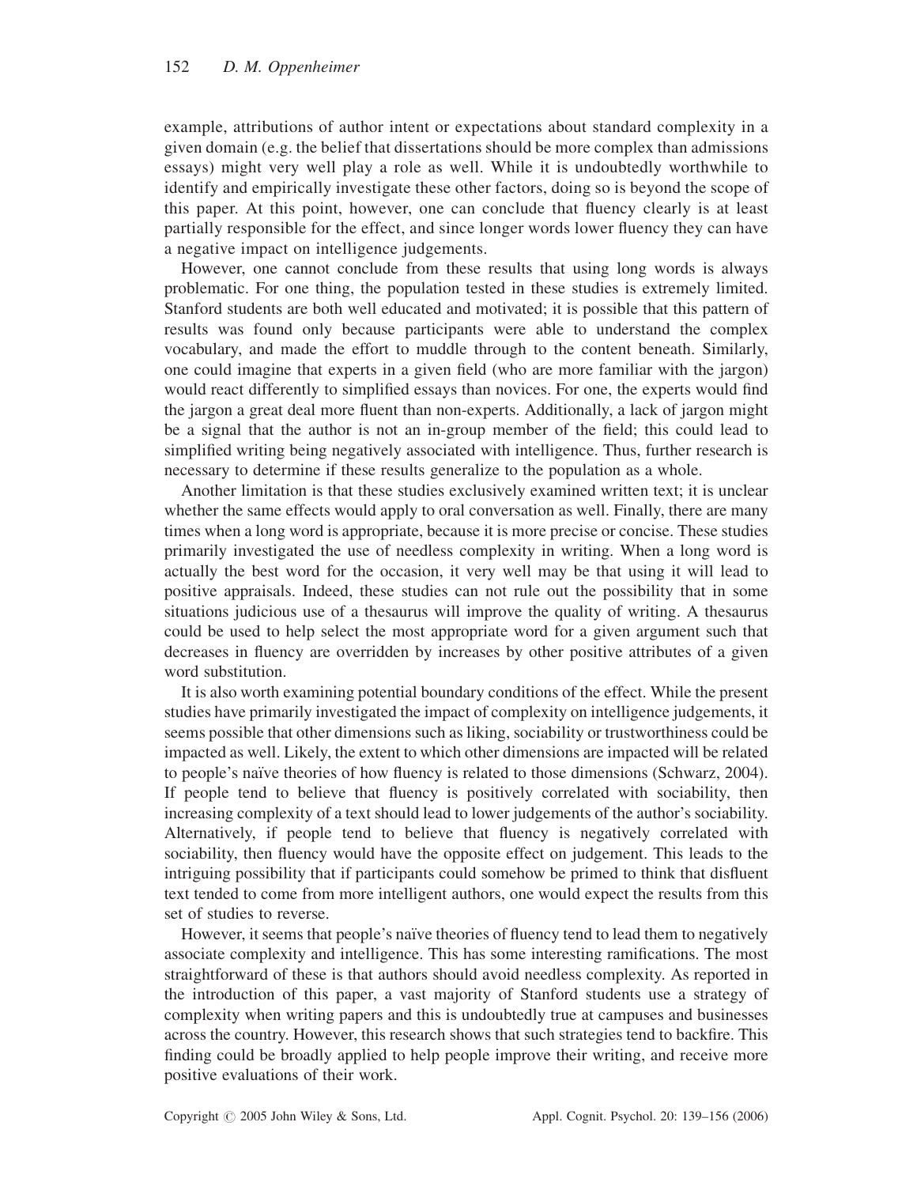example, attributions of author intent or expectations about standard complexity in a given domain (e.g. the belief that dissertations should be more complex than admissions essays) might very well play a role as well. While it is undoubtedly worthwhile to identify and empirically investigate these other factors, doing so is beyond the scope of this paper. At this point, however, one can conclude that fluency clearly is at least partially responsible for the effect, and since longer words lower fluency they can have a negative impact on intelligence judgements.

However, one cannot conclude from these results that using long words is always problematic. For one thing, the population tested in these studies is extremely limited. Stanford students are both well educated and motivated; it is possible that this pattern of results was found only because participants were able to understand the complex vocabulary, and made the effort to muddle through to the content beneath. Similarly, one could imagine that experts in a given field (who are more familiar with the jargon) would react differently to simplified essays than novices. For one, the experts would find the jargon a great deal more fluent than non-experts. Additionally, a lack of jargon might be a signal that the author is not an in-group member of the field; this could lead to simplified writing being negatively associated with intelligence. Thus, further research is necessary to determine if these results generalize to the population as a whole.

Another limitation is that these studies exclusively examined written text; it is unclear whether the same effects would apply to oral conversation as well. Finally, there are many times when a long word is appropriate, because it is more precise or concise. These studies primarily investigated the use of needless complexity in writing. When a long word is actually the best word for the occasion, it very well may be that using it will lead to positive appraisals. Indeed, these studies can not rule out the possibility that in some situations judicious use of a thesaurus will improve the quality of writing. A thesaurus could be used to help select the most appropriate word for a given argument such that decreases in fluency are overridden by increases by other positive attributes of a given word substitution.

It is also worth examining potential boundary conditions of the effect. While the present studies have primarily investigated the impact of complexity on intelligence judgements, it seems possible that other dimensions such as liking, sociability or trustworthiness could be impacted as well. Likely, the extent to which other dimensions are impacted will be related to people's naïve theories of how fluency is related to those dimensions (Schwarz, 2004). If people tend to believe that fluency is positively correlated with sociability, then increasing complexity of a text should lead to lower judgements of the author's sociability. Alternatively, if people tend to believe that fluency is negatively correlated with sociability, then fluency would have the opposite effect on judgement. This leads to the intriguing possibility that if participants could somehow be primed to think that disfluent text tended to come from more intelligent authors, one would expect the results from this set of studies to reverse.

However, it seems that people's naïve theories of fluency tend to lead them to negatively associate complexity and intelligence. This has some interesting ramifications. The most straightforward of these is that authors should avoid needless complexity. As reported in the introduction of this paper, a vast majority of Stanford students use a strategy of complexity when writing papers and this is undoubtedly true at campuses and businesses across the country. However, this research shows that such strategies tend to backfire. This finding could be broadly applied to help people improve their writing, and receive more positive evaluations of their work.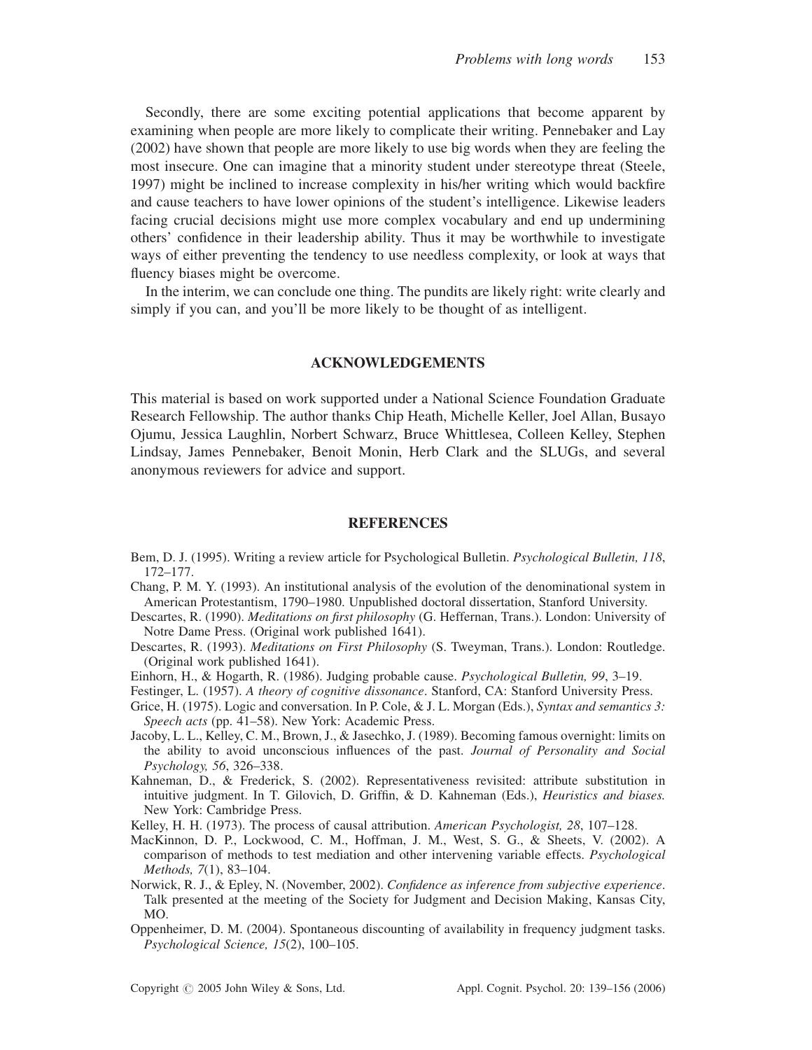Secondly, there are some exciting potential applications that become apparent by examining when people are more likely to complicate their writing. Pennebaker and Lay (2002) have shown that people are more likely to use big words when they are feeling the most insecure. One can imagine that a minority student under stereotype threat (Steele, 1997) might be inclined to increase complexity in his/her writing which would backfire and cause teachers to have lower opinions of the student's intelligence. Likewise leaders facing crucial decisions might use more complex vocabulary and end up undermining others' confidence in their leadership ability. Thus it may be worthwhile to investigate ways of either preventing the tendency to use needless complexity, or look at ways that fluency biases might be overcome.

In the interim, we can conclude one thing. The pundits are likely right: write clearly and simply if you can, and you'll be more likely to be thought of as intelligent.

## ACKNOWLEDGEMENTS

This material is based on work supported under a National Science Foundation Graduate Research Fellowship. The author thanks Chip Heath, Michelle Keller, Joel Allan, Busayo Ojumu, Jessica Laughlin, Norbert Schwarz, Bruce Whittlesea, Colleen Kelley, Stephen Lindsay, James Pennebaker, Benoit Monin, Herb Clark and the SLUGs, and several anonymous reviewers for advice and support.

## REFERENCES

Bem, D. J. (1995). Writing a review article for Psychological Bulletin. *Psychological Bulletin, 118*, 172–177.

Chang, P. M. Y. (1993). An institutional analysis of the evolution of the denominational system in American Protestantism, 1790–1980. Unpublished doctoral dissertation, Stanford University.

Descartes, R. (1990). *Meditations on first philosophy* (G. Heffernan, Trans.). London: University of Notre Dame Press. (Original work published 1641).

Descartes, R. (1993). *Meditations on First Philosophy* (S. Tweyman, Trans.). London: Routledge. (Original work published 1641).

Einhorn, H., & Hogarth, R. (1986). Judging probable cause. *Psychological Bulletin, 99*, 3–19.

Festinger, L. (1957). *A theory of cognitive dissonance*. Stanford, CA: Stanford University Press.

Grice, H. (1975). Logic and conversation. In P. Cole, & J. L. Morgan (Eds.), *Syntax and semantics 3: Speech acts* (pp. 41–58). New York: Academic Press.

Jacoby, L. L., Kelley, C. M., Brown, J., & Jasechko, J. (1989). Becoming famous overnight: limits on the ability to avoid unconscious influences of the past. *Journal of Personality and Social Psychology, 56*, 326–338.

Kahneman, D., & Frederick, S. (2002). Representativeness revisited: attribute substitution in intuitive judgment. In T. Gilovich, D. Griffin, & D. Kahneman (Eds.), *Heuristics and biases.* New York: Cambridge Press.

Kelley, H. H. (1973). The process of causal attribution. *American Psychologist, 28*, 107–128.

MacKinnon, D. P., Lockwood, C. M., Hoffman, J. M., West, S. G., & Sheets, V. (2002). A comparison of methods to test mediation and other intervening variable effects. *Psychological Methods, 7*(1), 83–104.

Norwick, R. J., & Epley, N. (November, 2002). *Confidence as inference from subjective experience*. Talk presented at the meeting of the Society for Judgment and Decision Making, Kansas City, MO.

Oppenheimer, D. M. (2004). Spontaneous discounting of availability in frequency judgment tasks. *Psychological Science, 15*(2), 100–105.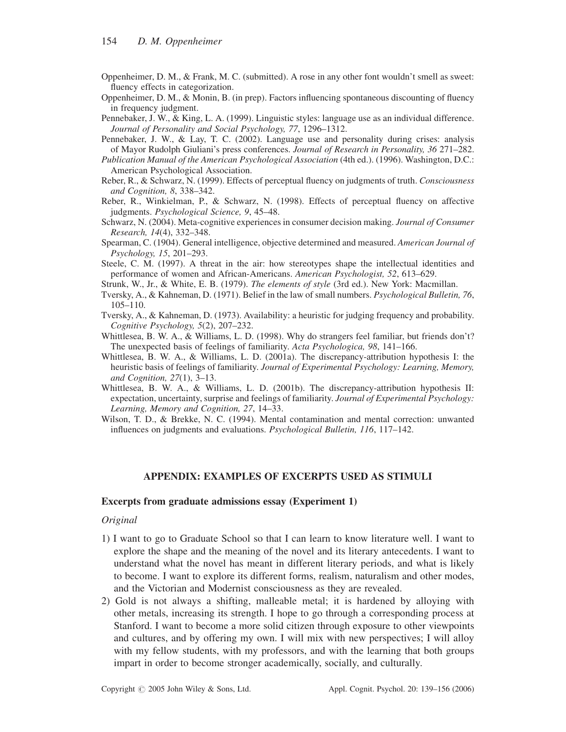Oppenheimer, D. M., & Frank, M. C. (submitted). A rose in any other font wouldn't smell as sweet: fluency effects in categorization.

Oppenheimer, D. M., & Monin, B. (in prep). Factors influencing spontaneous discounting of fluency in frequency judgment.

Pennebaker, J. W., & King, L. A. (1999). Linguistic styles: language use as an individual difference. *Journal of Personality and Social Psychology, 77*, 1296–1312.

Pennebaker, J. W., & Lay, T. C. (2002). Language use and personality during crises: analysis of Mayor Rudolph Giuliani's press conferences. *Journal of Research in Personality, 36* 271–282.

*Publication Manual of the American Psychological Association* (4th ed.). (1996). Washington, D.C.: American Psychological Association.

Reber, R., & Schwarz, N. (1999). Effects of perceptual fluency on judgments of truth. *Consciousness and Cognition, 8*, 338–342.

Reber, R., Winkielman, P., & Schwarz, N. (1998). Effects of perceptual fluency on affective judgments. *Psychological Science, 9*, 45–48.

Schwarz, N. (2004). Meta-cognitive experiences in consumer decision making. *Journal of Consumer Research, 14*(4), 332–348.

Spearman, C. (1904). General intelligence, objective determined and measured. *American Journal of Psychology, 15*, 201–293.

Steele, C. M. (1997). A threat in the air: how stereotypes shape the intellectual identities and performance of women and African-Americans. *American Psychologist, 52*, 613–629.

Strunk, W., Jr., & White, E. B. (1979). *The elements of style* (3rd ed.). New York: Macmillan.

Tversky, A., & Kahneman, D. (1971). Belief in the law of small numbers. *Psychological Bulletin, 76*, 105–110.

Tversky, A., & Kahneman, D. (1973). Availability: a heuristic for judging frequency and probability. *Cognitive Psychology, 5*(2), 207–232.

Whittlesea, B. W. A., & Williams, L. D. (1998). Why do strangers feel familiar, but friends don't? The unexpected basis of feelings of familiarity. *Acta Psychologica, 98*, 141–166.

Whittlesea, B. W. A., & Williams, L. D. (2001a). The discrepancy-attribution hypothesis I: the heuristic basis of feelings of familiarity. *Journal of Experimental Psychology: Learning, Memory, and Cognition, 27*(1), 3–13.

Whittlesea, B. W. A., & Williams, L. D. (2001b). The discrepancy-attribution hypothesis II: expectation, uncertainty, surprise and feelings of familiarity. *Journal of Experimental Psychology: Learning, Memory and Cognition, 27*, 14–33.

Wilson, T. D., & Brekke, N. C. (1994). Mental contamination and mental correction: unwanted influences on judgments and evaluations. *Psychological Bulletin, 116*, 117–142.

## APPENDIX: EXAMPLES OF EXCERPTS USED AS STIMULI

### Excerpts from graduate admissions essay (Experiment 1)

*Original*

1) I want to go to Graduate School so that I can learn to know literature well. I want to explore the shape and the meaning of the novel and its literary antecedents. I want to understand what the novel has meant in different literary periods, and what is likely to become. I want to explore its different forms, realism, naturalism and other modes, and the Victorian and Modernist consciousness as they are revealed.

2) Gold is not always a shifting, malleable metal; it is hardened by alloying with other metals, increasing its strength. I hope to go through a corresponding process at Stanford. I want to become a more solid citizen through exposure to other viewpoints and cultures, and by offering my own. I will mix with new perspectives; I will alloy with my fellow students, with my professors, and with the learning that both groups impart in order to become stronger academically, socially, and culturally.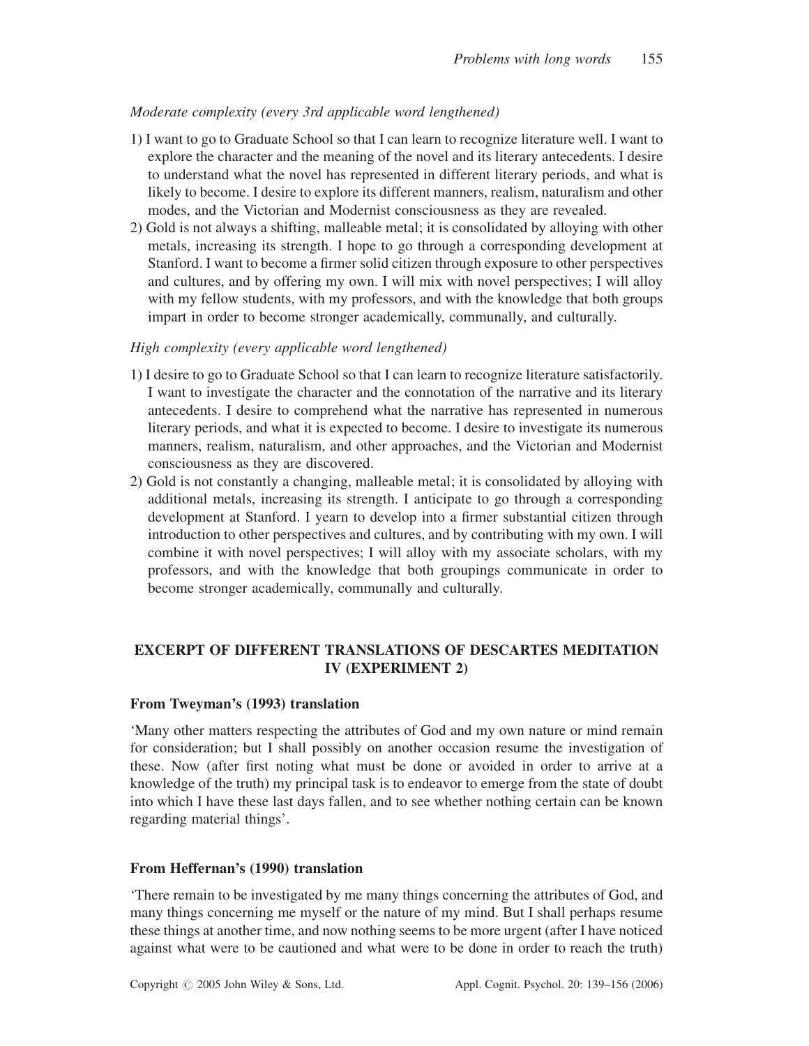*Moderate complexity (every 3rd applicable word lengthened)*

1) I want to go to Graduate School so that I can learn to recognize literature well. I want to explore the character and the meaning of the novel and its literary antecedents. I desire to understand what the novel has represented in different literary periods, and what is likely to become. I desire to explore its different manners, realism, naturalism and other modes, and the Victorian and Modernist consciousness as they are revealed.
2) Gold is not always a shifting, malleable metal; it is consolidated by alloying with other metals, increasing its strength. I hope to go through a corresponding development at Stanford. I want to become a firmer solid citizen through exposure to other perspectives and cultures, and by offering my own. I will mix with novel perspectives; I will alloy with my fellow students, with my professors, and with the knowledge that both groups impart in order to become stronger academically, communally, and culturally.

*High complexity (every applicable word lengthened)*

1) I desire to go to Graduate School so that I can learn to recognize literature satisfactorily. I want to investigate the character and the connotation of the narrative and its literary antecedents. I desire to comprehend what the narrative has represented in numerous literary periods, and what it is expected to become. I desire to investigate its numerous manners, realism, naturalism, and other approaches, and the Victorian and Modernist consciousness as they are discovered.
2) Gold is not constantly a changing, malleable metal; it is consolidated by alloying with additional metals, increasing its strength. I anticipate to go through a corresponding development at Stanford. I yearn to develop into a firmer substantial citizen through introduction to other perspectives and cultures, and by contributing with my own. I will combine it with novel perspectives; I will alloy with my associate scholars, with my professors, and with the knowledge that both groupings communicate in order to become stronger academically, communally and culturally.

## EXCERPT OF DIFFERENT TRANSLATIONS OF DESCARTES MEDITATION IV (EXPERIMENT 2)

### From Tweyman's (1993) translation

'Many other matters respecting the attributes of God and my own nature or mind remain for consideration; but I shall possibly on another occasion resume the investigation of these. Now (after first noting what must be done or avoided in order to arrive at a knowledge of the truth) my principal task is to endeavor to emerge from the state of doubt into which I have these last days fallen, and to see whether nothing certain can be known regarding material things'.

### From Heffernan's (1990) translation

'There remain to be investigated by me many things concerning the attributes of God, and many things concerning me myself or the nature of my mind. But I shall perhaps resume these things at another time, and now nothing seems to be more urgent (after I have noticed against what were to be cautioned and what were to be done in order to reach the truth)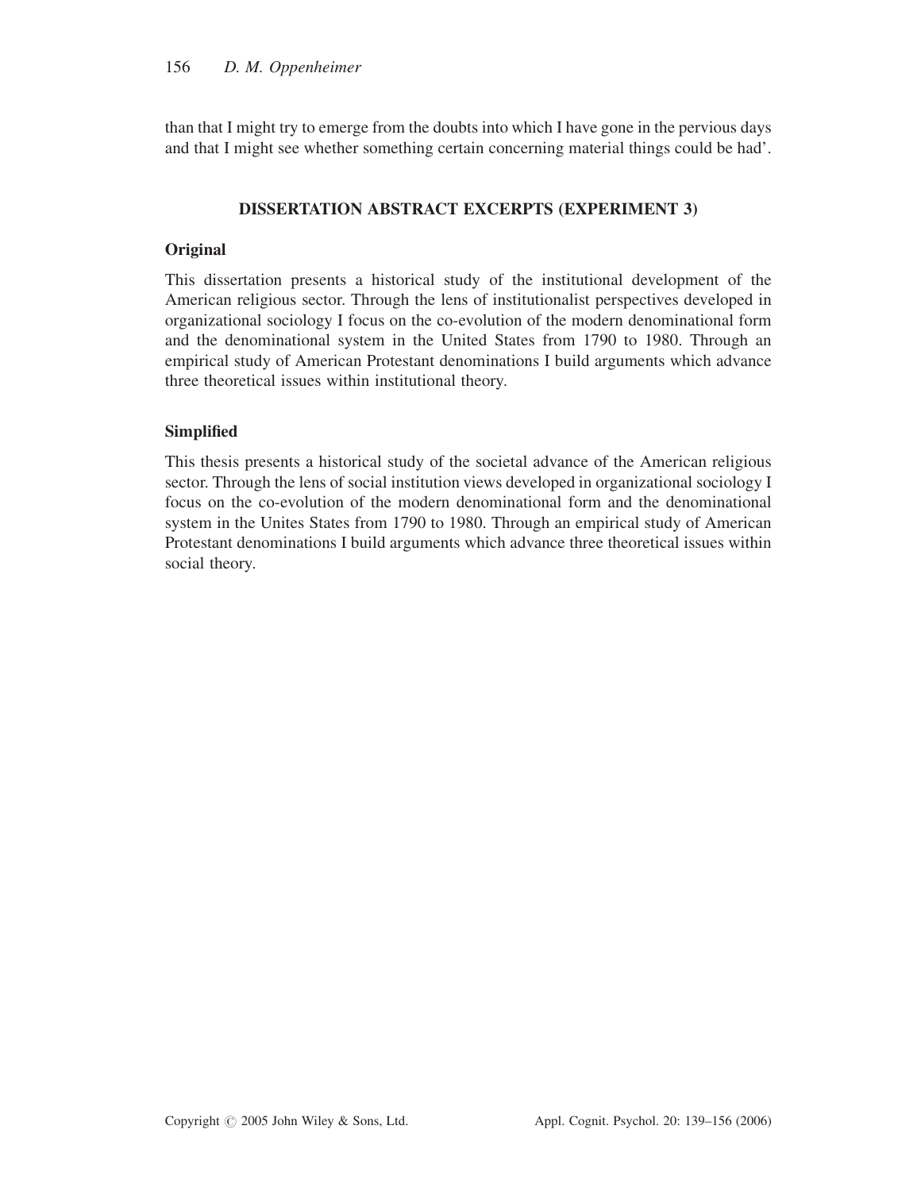than that I might try to emerge from the doubts into which I have gone in the pervious days and that I might see whether something certain concerning material things could be had'.

## DISSERTATION ABSTRACT EXCERPTS (EXPERIMENT 3)

### Original

This dissertation presents a historical study of the institutional development of the American religious sector. Through the lens of institutionalist perspectives developed in organizational sociology I focus on the co-evolution of the modern denominational form and the denominational system in the United States from 1790 to 1980. Through an empirical study of American Protestant denominations I build arguments which advance three theoretical issues within institutional theory.

### Simplified

This thesis presents a historical study of the societal advance of the American religious sector. Through the lens of social institution views developed in organizational sociology I focus on the co-evolution of the modern denominational form and the denominational system in the Unites States from 1790 to 1980. Through an empirical study of American Protestant denominations I build arguments which advance three theoretical issues within social theory.